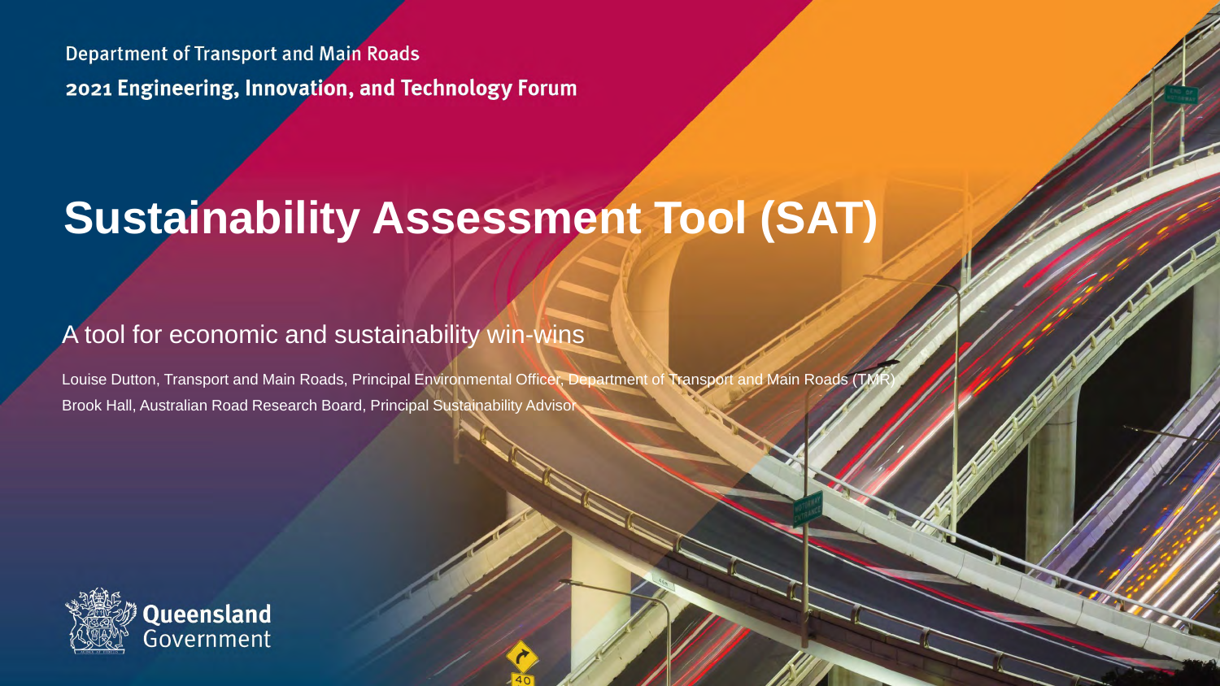Department of Transport and Main Roads

2021 Engineering, Innovation, and Technology Forum

# Sustainability Assessment Tool (SAT)

## A tool for economic and sustainability win-wins

Louise Dutton, Transport and Main Roads, Principal Environmental Officer, Department of Transport and Main Roads (TMR)

Brook Hall, Australian Road Research Board, Principal Sustainability Advisor

Queensland Government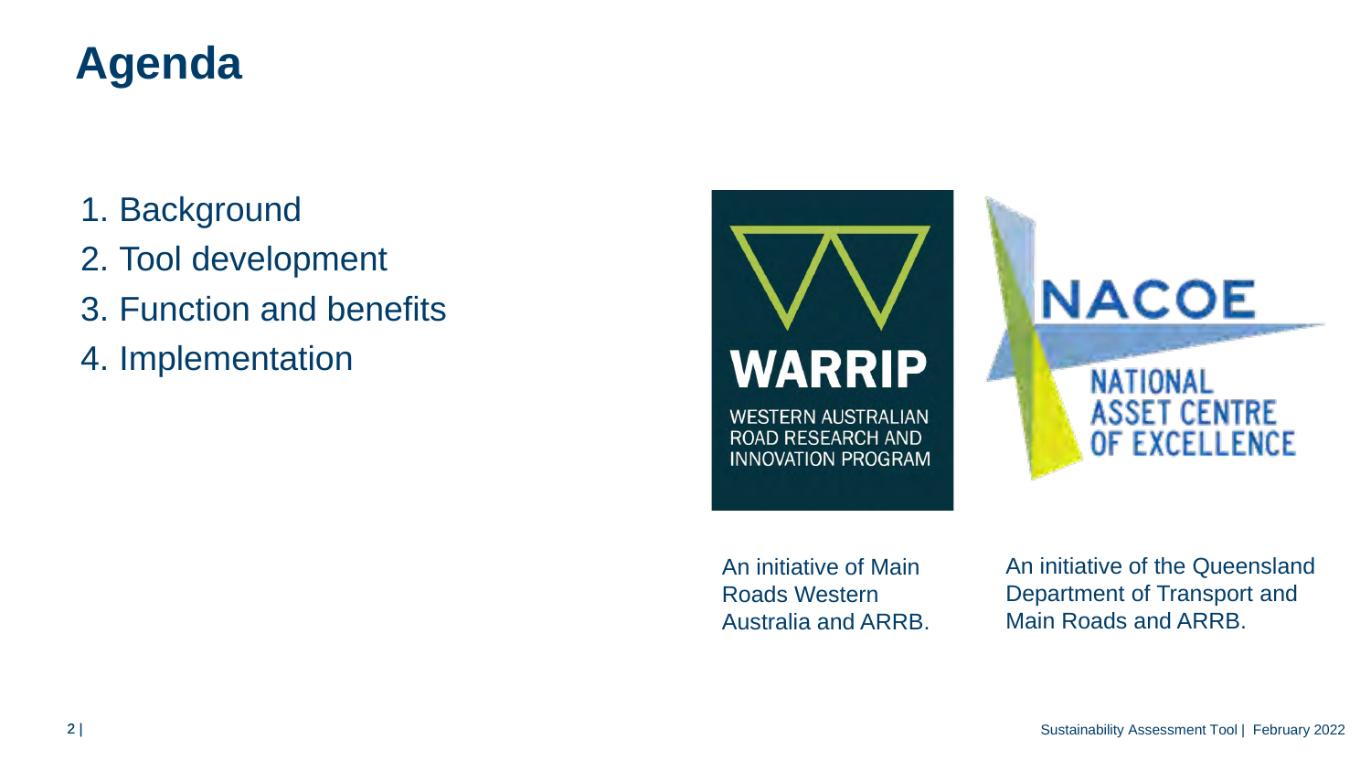# Agenda

1. Background
2. Tool development
3. Function and benefits
4. Implementation

WARRIP

WESTERN AUSTRALIAN ROAD RESEARCH AND INNOVATION PROGRAM

NACOE

NATIONAL ASSET CENTRE OF EXCELLENCE

An initiative of Main Roads Western Australia and ARRB.

An initiative of the Queensland Department of Transport and Main Roads and ARRB.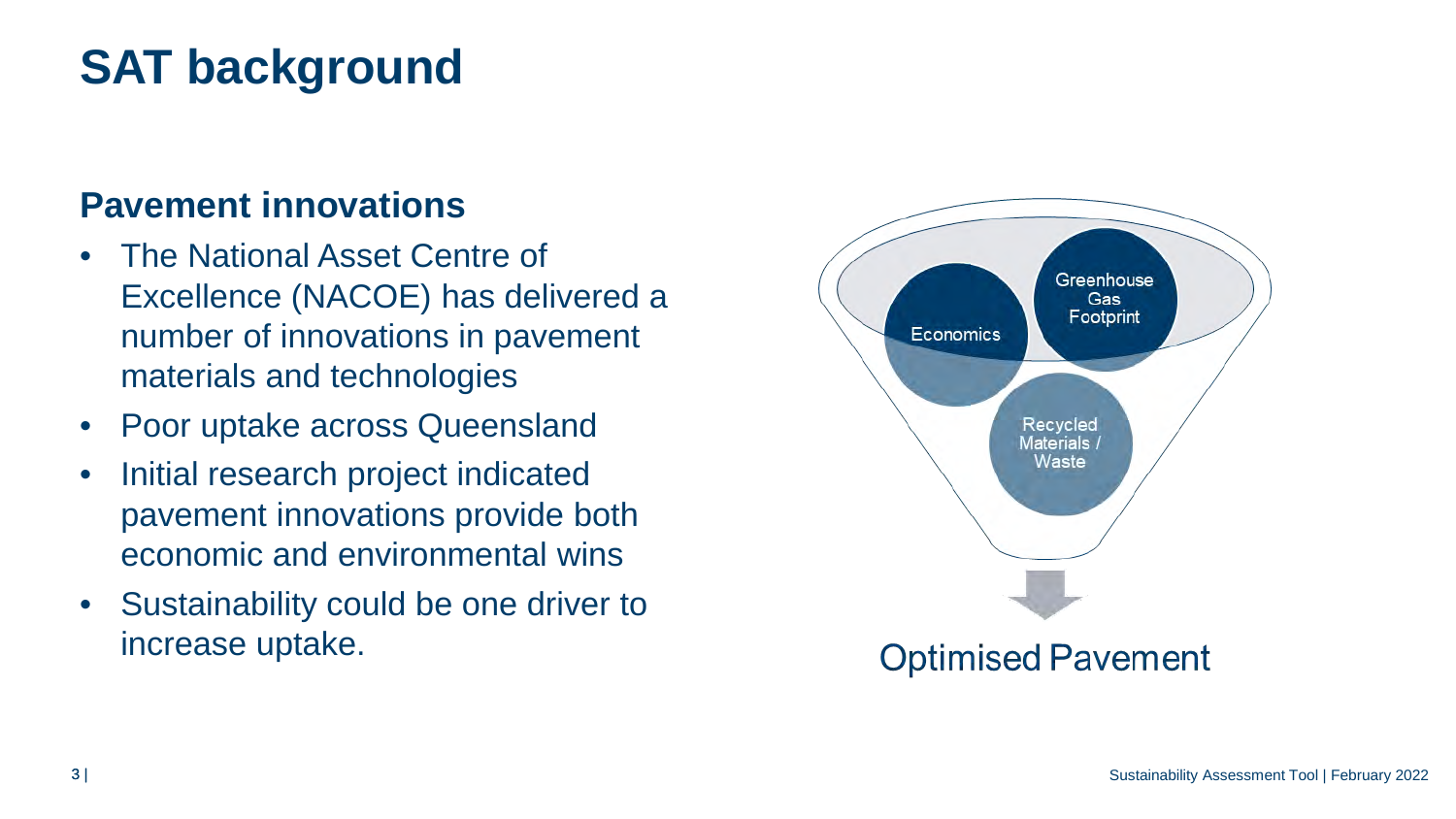# SAT background

## Pavement innovations

- The National Asset Centre of Excellence (NACOE) has delivered a number of innovations in pavement materials and technologies
- Poor uptake across Queensland
- Initial research project indicated pavement innovations provide both economic and environmental wins
- Sustainability could be one driver to increase uptake.

Economics

Greenhouse Gas Footprint

Recycled Materials / Waste

Optimised Pavement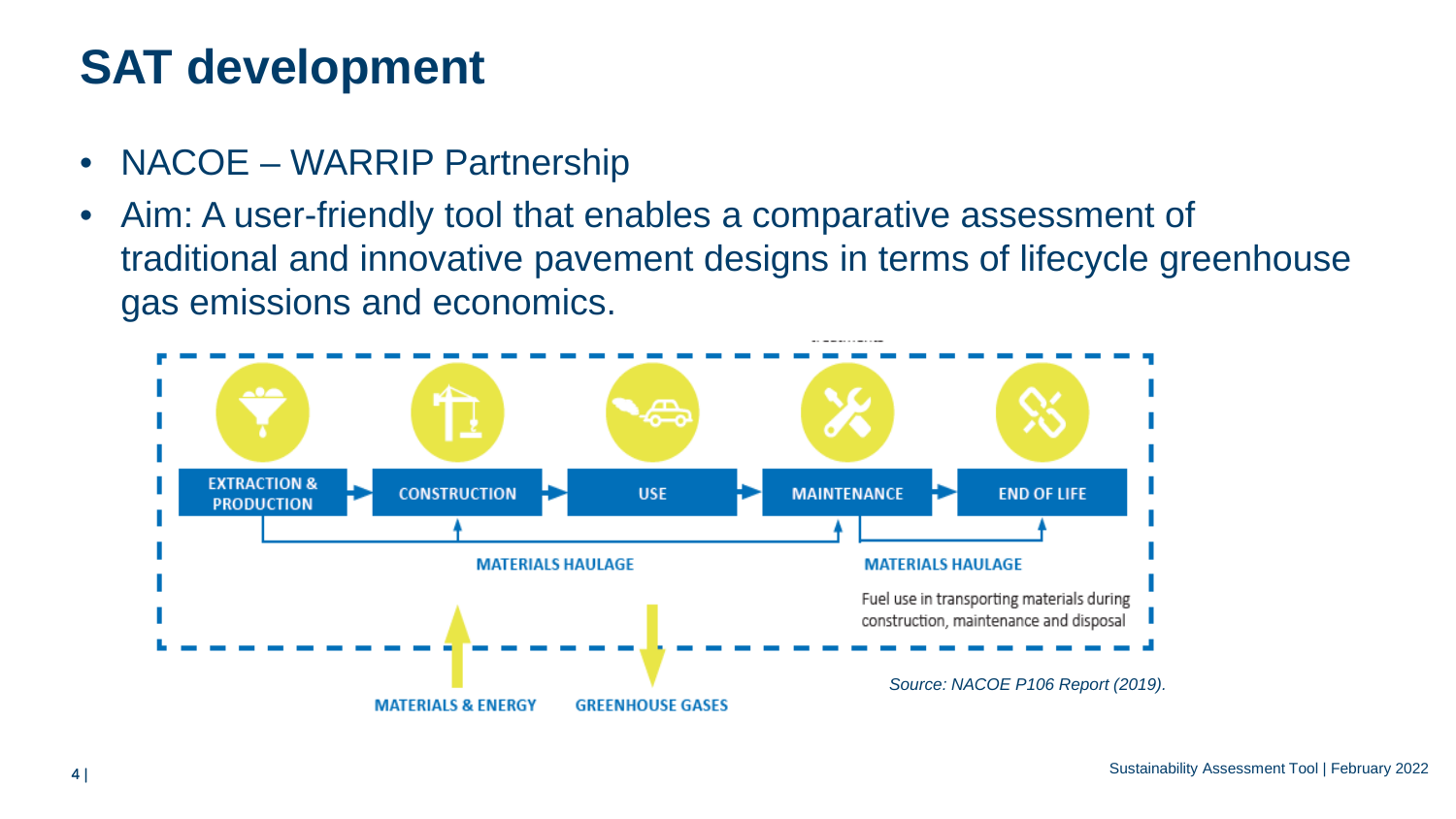# SAT development

- NACOE – WARRIP Partnership
- Aim: A user-friendly tool that enables a comparative assessment of traditional and innovative pavement designs in terms of lifecycle greenhouse gas emissions and economics.

EXTRACTION & PRODUCTION → CONSTRUCTION → USE → MAINTENANCE → END OF LIFE

MATERIALS HAULAGE

MATERIALS HAULAGE

Fuel use in transporting materials during construction, maintenance and disposal

MATERIALS & ENERGY

GREENHOUSE GASES

*Source: NACOE P106 Report (2019).*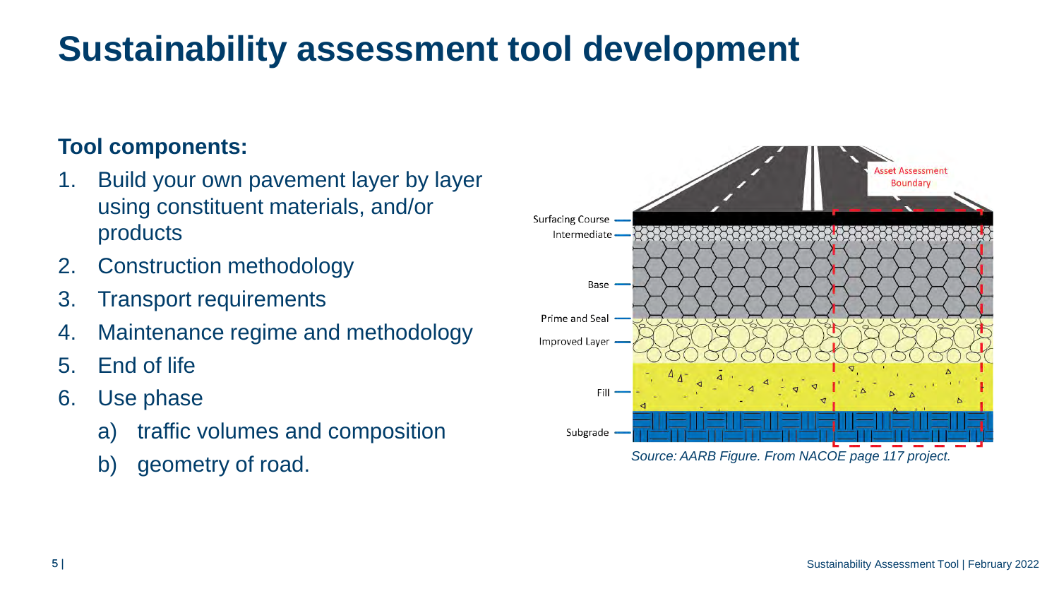# Sustainability assessment tool development

**Tool components:**

1. Build your own pavement layer by layer using constituent materials, and/or products
2. Construction methodology
3. Transport requirements
4. Maintenance regime and methodology
5. End of life
6. Use phase
   a) traffic volumes and composition
   b) geometry of road.

Surfacing Course
Intermediate
Base
Prime and Seal
Improved Layer
Fill
Subgrade

Asset Assessment Boundary

*Source: AARB Figure. From NACOE page 117 project.*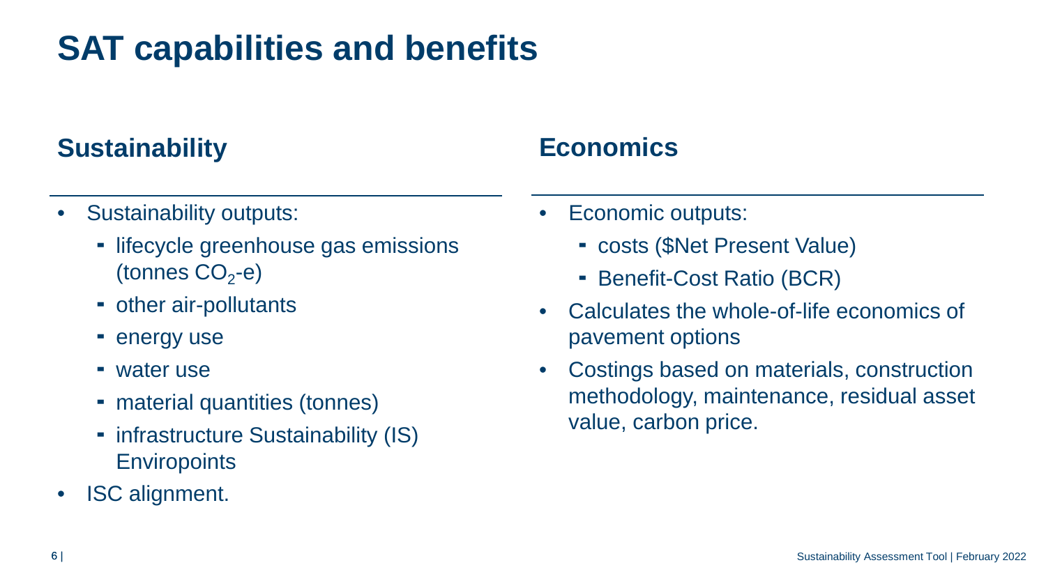# SAT capabilities and benefits

## Sustainability

- Sustainability outputs:
  - lifecycle greenhouse gas emissions (tonnes $CO_2$-e)
  - other air-pollutants
  - energy use
  - water use
  - material quantities (tonnes)
  - infrastructure Sustainability (IS) Enviropoints
- ISC alignment.

## Economics

- Economic outputs:
  - costs ($Net Present Value)
  - Benefit-Cost Ratio (BCR)
- Calculates the whole-of-life economics of pavement options
- Costings based on materials, construction methodology, maintenance, residual asset value, carbon price.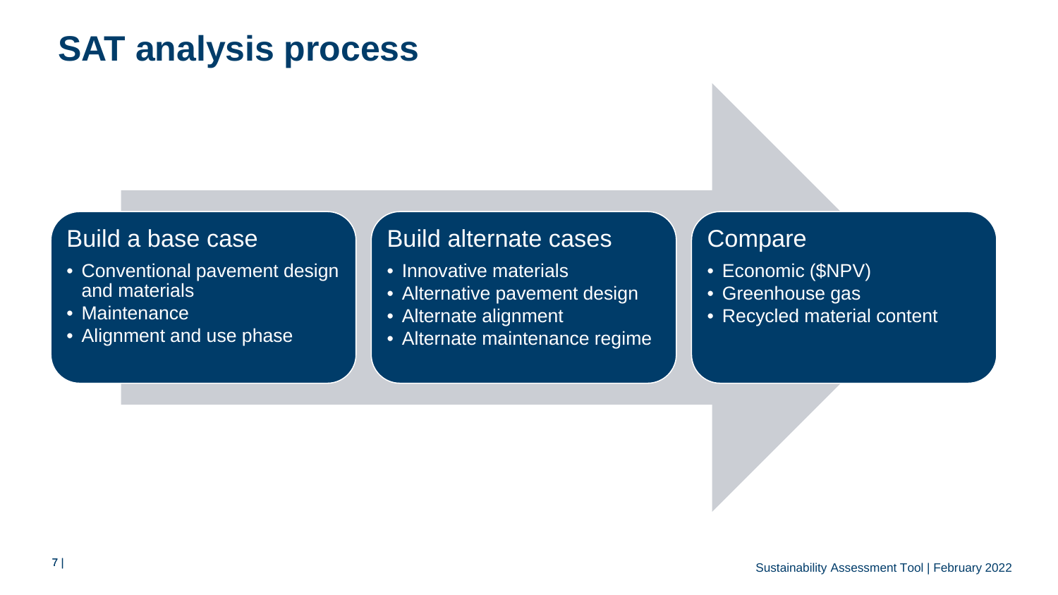# SAT analysis process

## Build a base case

- Conventional pavement design and materials
- Maintenance
- Alignment and use phase

## Build alternate cases

- Innovative materials
- Alternative pavement design
- Alternate alignment
- Alternate maintenance regime

## Compare

- Economic ($NPV)
- Greenhouse gas
- Recycled material content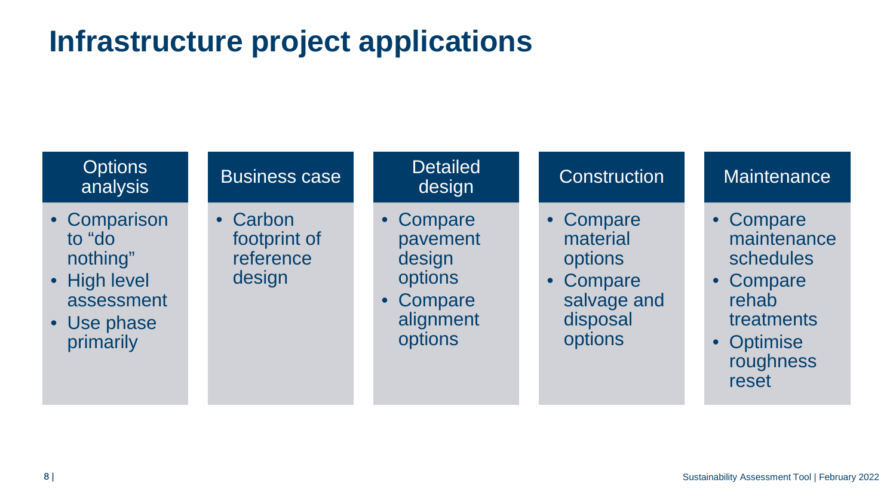# Infrastructure project applications

## Options analysis

- Comparison to "do nothing"
- High level assessment
- Use phase primarily

## Business case

- Carbon footprint of reference design

## Detailed design

- Compare pavement design options
- Compare alignment options

## Construction

- Compare material options
- Compare salvage and disposal options

## Maintenance

- Compare maintenance schedules
- Compare rehab treatments
- Optimise roughness reset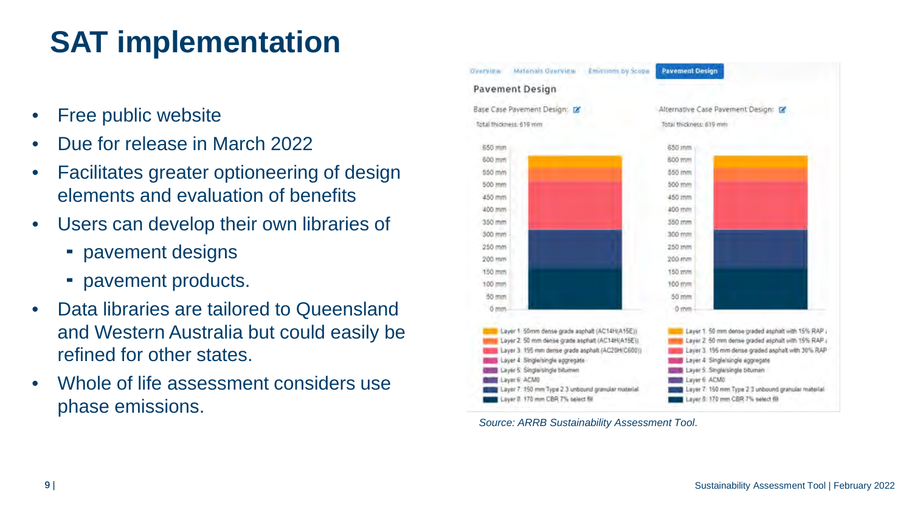# SAT implementation

- Free public website
- Due for release in March 2022
- Facilitates greater optioneering of design elements and evaluation of benefits
- Users can develop their own libraries of
  - pavement designs
  - pavement products.
- Data libraries are tailored to Queensland and Western Australia but could easily be refined for other states.
- Whole of life assessment considers use phase emissions.

*Source: ARRB Sustainability Assessment Tool*.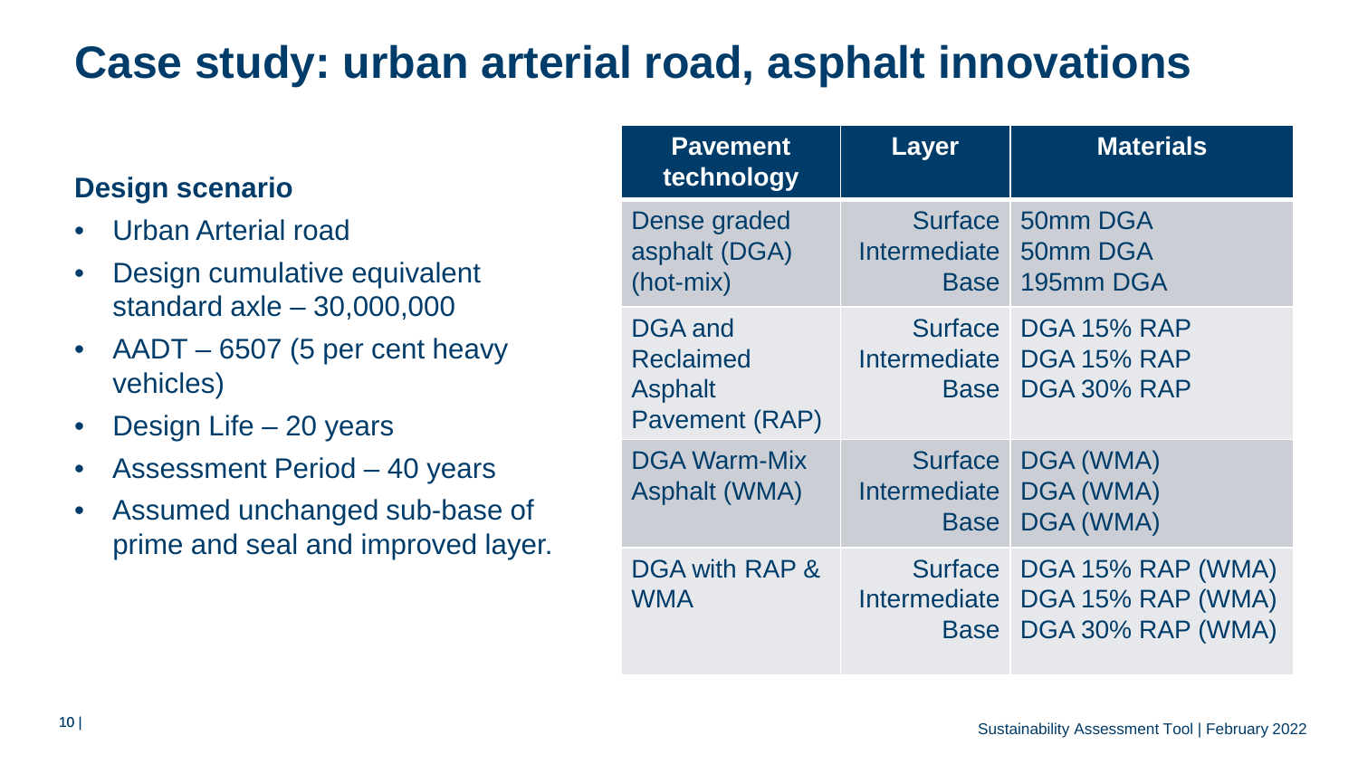# Case study: urban arterial road, asphalt innovations

### Design scenario

- Urban Arterial road
- Design cumulative equivalent standard axle – 30,000,000
- AADT – 6507 (5 per cent heavy vehicles)
- Design Life – 20 years
- Assessment Period – 40 years
- Assumed unchanged sub-base of prime and seal and improved layer.

| Pavement technology | Layer | Materials |
|---|---|---|
| Dense graded asphalt (DGA) (hot-mix) | Surface<br>Intermediate<br>Base | 50mm DGA<br>50mm DGA<br>195mm DGA |
| DGA and Reclaimed Asphalt Pavement (RAP) | Surface<br>Intermediate<br>Base | DGA 15% RAP<br>DGA 15% RAP<br>DGA 30% RAP |
| DGA Warm-Mix Asphalt (WMA) | Surface<br>Intermediate<br>Base | DGA (WMA)<br>DGA (WMA)<br>DGA (WMA) |
| DGA with RAP & WMA | Surface<br>Intermediate<br>Base | DGA 15% RAP (WMA)<br>DGA 15% RAP (WMA)<br>DGA 30% RAP (WMA) |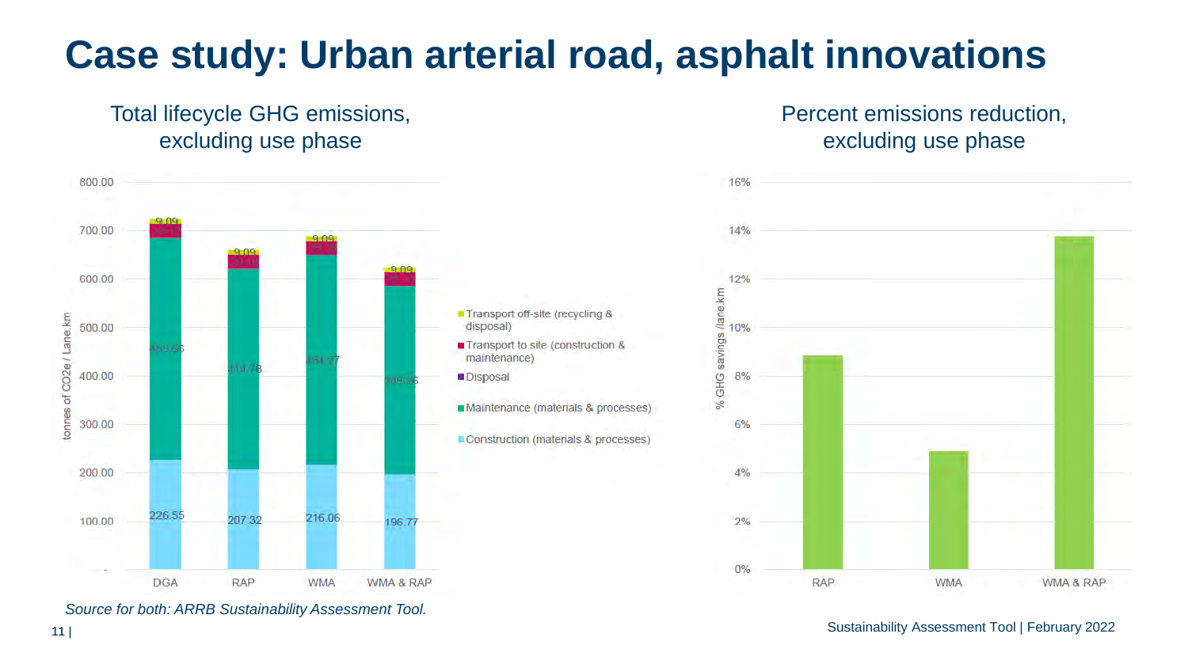# Case study: Urban arterial road, asphalt innovations

Total lifecycle GHG emissions, excluding use phase

| | DGA | RAP | WMA | WMA & RAP |
|---|---|---|---|---|
| Transport off-site (recycling & disposal) | 9.09 | 9.09 | 9.09 | 9.09 |
| Transport to site (construction & maintenance) | 29.12 | 29.19 | 26.58 | 29.41 |
| Disposal | | | | |
| Maintenance (materials & processes) | 459.66 | 414.78 | 434.27 | 389.26 |
| Construction (materials & processes) | 226.55 | 207.32 | 216.06 | 196.77 |

Y-axis: tonnes of $CO_2$e / Lane.km

Percent emissions reduction, excluding use phase

Y-axis: % GHG savings /lane.km (RAP, WMA, WMA & RAP)

*Source for both: ARRB Sustainability Assessment Tool.*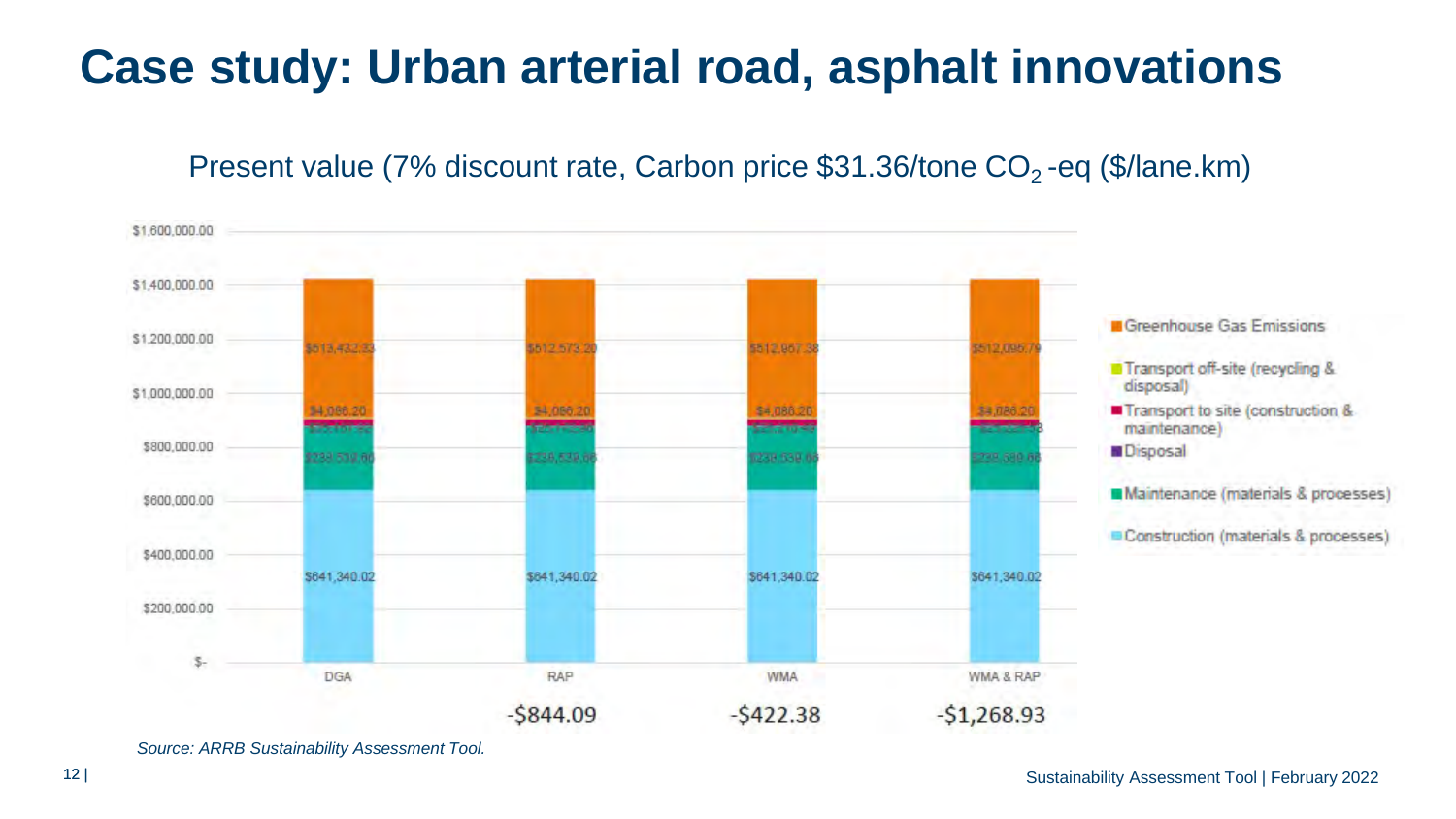# Case study: Urban arterial road, asphalt innovations

Present value (7% discount rate, Carbon price $31.36/tone $CO_2$-eq ($/lane.km)

| | DGA | RAP | WMA | WMA & RAP |
|---|---|---|---|---|
| Greenhouse Gas Emissions | $513,432.33 | $512,573.20 | $512,957.38 | $512,095.79 |
| Transport to site (construction & maintenance) | $4,086.20 | $4,086.20 | $4,086.20 | $4,086.20 |
| Maintenance (materials & processes) | $238,539.86 | $238,539.86 | $238,539.86 | $238,539.86 |
| Construction (materials & processes) | $641,340.02 | $641,340.02 | $641,340.02 | $641,340.02 |
| Difference | | -$844.09 | -$422.38 | -$1,268.93 |

*Source: ARRB Sustainability Assessment Tool.*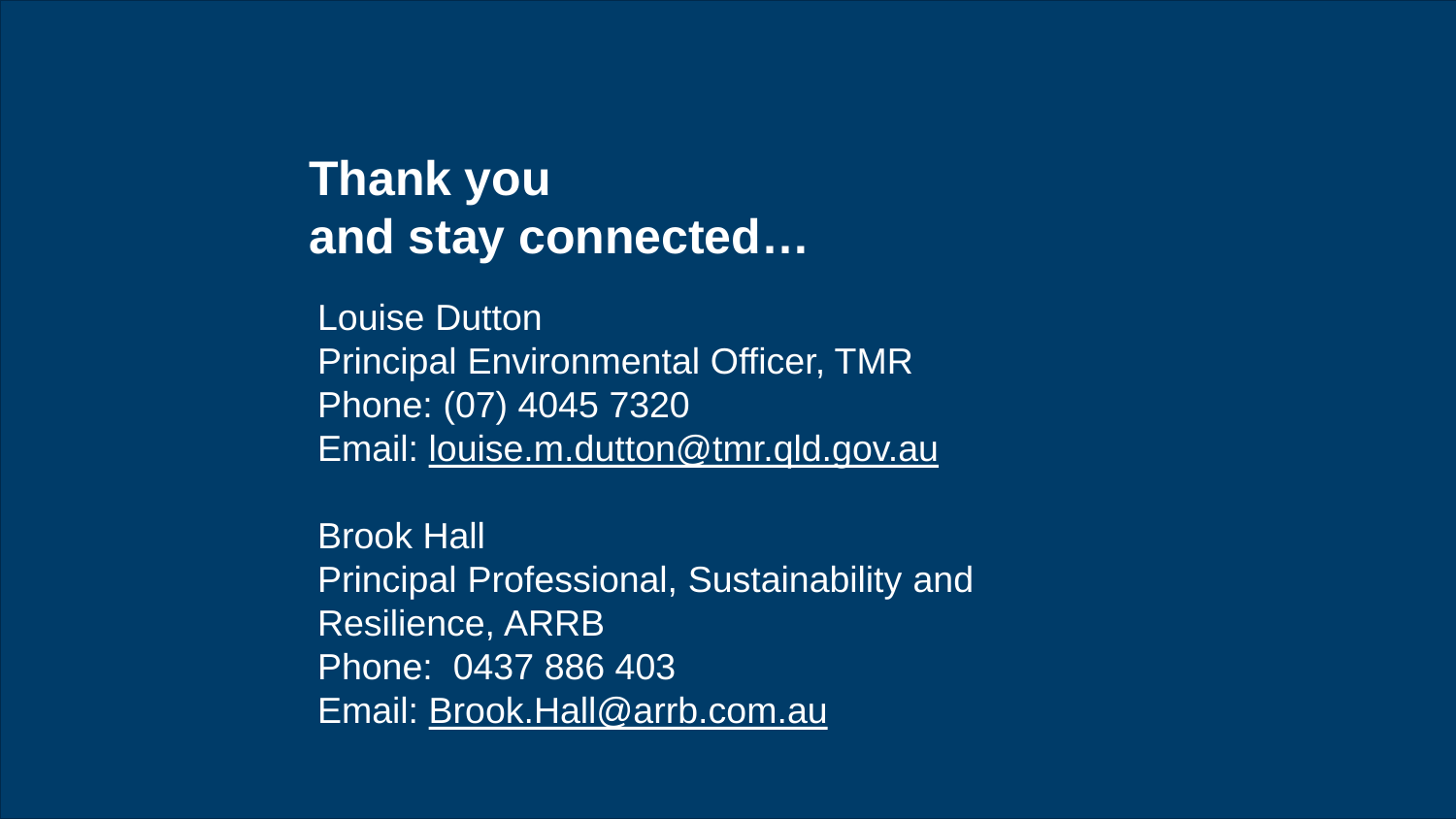# Thank you and stay connected…

Louise Dutton
Principal Environmental Officer, TMR
Phone: (07) 4045 7320
Email: louise.m.dutton@tmr.qld.gov.au

Brook Hall
Principal Professional, Sustainability and Resilience, ARRB
Phone: 0437 886 403
Email: Brook.Hall@arrb.com.au